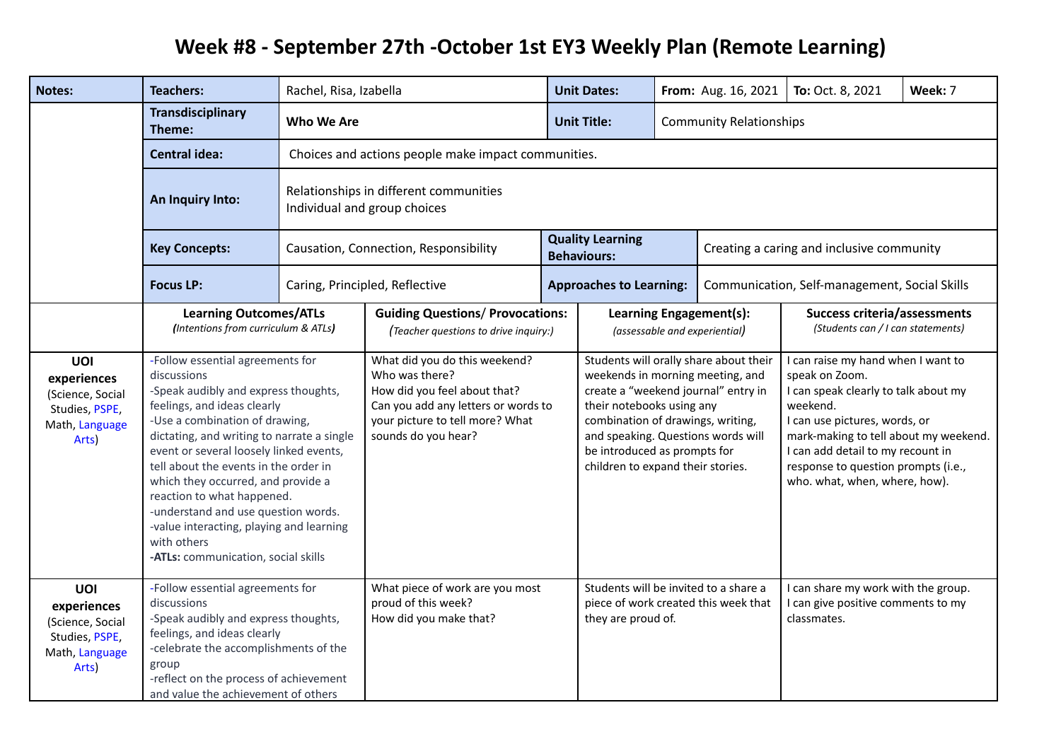# Week #8 - September 27th -October 1st EY3 Weekly Plan (Remote Learning)

| **Notes:** | **Teachers:** | Rachel, Risa, Izabella | **Unit Dates:** | **From:** Aug. 16, 2021 | **To:** Oct. 8, 2021 | **Week:** 7 |
|---|---|---|---|---|---|---|
| | **Transdisciplinary Theme:** | **Who We Are** | **Unit Title:** | Community Relationships | | |
| | **Central idea:** | Choices and actions people make impact communities. | | | | |
| | **An Inquiry Into:** | Relationships in different communities<br>Individual and group choices | | | | |
| | **Key Concepts:** | Causation, Connection, Responsibility | **Quality Learning Behaviours:** | Creating a caring and inclusive community | | |
| | **Focus LP:** | Caring, Principled, Reflective | **Approaches to Learning:** | Communication, Self-management, Social Skills | | |

| | **Learning Outcomes/ATLs** *(Intentions from curriculum & ATLs)* | **Guiding Questions/ Provocations:** *(Teacher questions to drive inquiry:)* | **Learning Engagement(s):** *(assessable and experiential)* | **Success criteria/assessments** *(Students can / I can statements)* |
|---|---|---|---|---|
| **UOI experiences** (Science, Social Studies, PSPE, Math, Language Arts) | -Follow essential agreements for discussions<br>-Speak audibly and express thoughts, feelings, and ideas clearly<br>-Use a combination of drawing, dictating, and writing to narrate a single event or several loosely linked events, tell about the events in the order in which they occurred, and provide a reaction to what happened.<br>-understand and use question words.<br>-value interacting, playing and learning with others<br>**-ATLs:** communication, social skills | What did you do this weekend?<br>Who was there?<br>How did you feel about that?<br>Can you add any letters or words to your picture to tell more? What sounds do you hear? | Students will orally share about their weekends in morning meeting, and create a "weekend journal" entry in their notebooks using any combination of drawings, writing, and speaking. Questions words will be introduced as prompts for children to expand their stories. | I can raise my hand when I want to speak on Zoom.<br>I can speak clearly to talk about my weekend.<br>I can use pictures, words, or mark-making to tell about my weekend.<br>I can add detail to my recount in response to question prompts (i.e., who. what, when, where, how). |
| **UOI experiences** (Science, Social Studies, PSPE, Math, Language Arts) | -Follow essential agreements for discussions<br>-Speak audibly and express thoughts, feelings, and ideas clearly<br>-celebrate the accomplishments of the group<br>-reflect on the process of achievement and value the achievement of others | What piece of work are you most proud of this week?<br>How did you make that? | Students will be invited to a share a piece of work created this week that they are proud of. | I can share my work with the group.<br>I can give positive comments to my classmates. |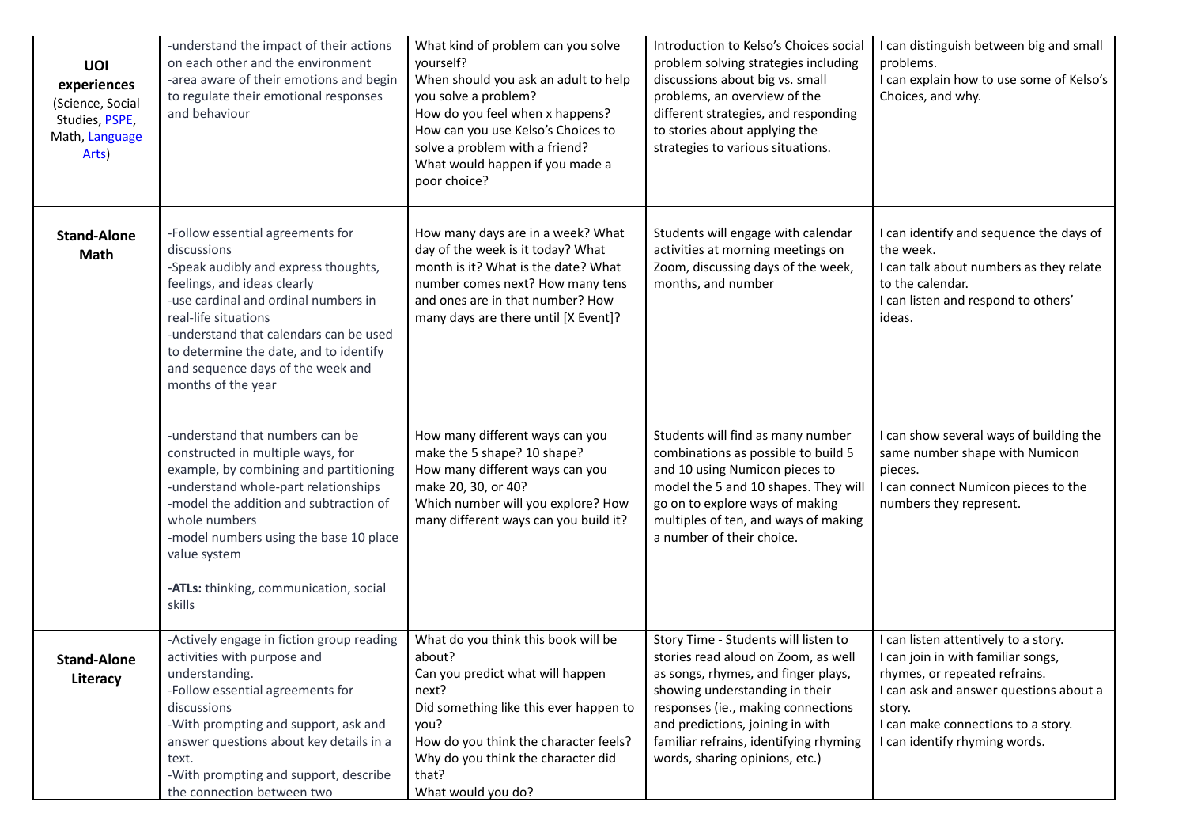| | | | | |
|---|---|---|---|---|
| **UOI experiences** (Science, Social Studies, PSPE, Math, Language Arts) | -understand the impact of their actions on each other and the environment<br>-area aware of their emotions and begin to regulate their emotional responses and behaviour | What kind of problem can you solve yourself?<br>When should you ask an adult to help you solve a problem?<br>How do you feel when x happens?<br>How can you use Kelso's Choices to solve a problem with a friend?<br>What would happen if you made a poor choice? | Introduction to Kelso's Choices social problem solving strategies including discussions about big vs. small problems, an overview of the different strategies, and responding to stories about applying the strategies to various situations. | I can distinguish between big and small problems.<br>I can explain how to use some of Kelso's Choices, and why. |
| **Stand-Alone Math** | -Follow essential agreements for discussions<br>-Speak audibly and express thoughts, feelings, and ideas clearly<br>-use cardinal and ordinal numbers in real-life situations<br>-understand that calendars can be used to determine the date, and to identify and sequence days of the week and months of the year | How many days are in a week? What day of the week is it today? What month is it? What is the date? What number comes next? How many tens and ones are in that number? How many days are there until [X Event]? | Students will engage with calendar activities at morning meetings on Zoom, discussing days of the week, months, and number | I can identify and sequence the days of the week.<br>I can talk about numbers as they relate to the calendar.<br>I can listen and respond to others' ideas. |
| | -understand that numbers can be constructed in multiple ways, for example, by combining and partitioning<br>-understand whole-part relationships<br>-model the addition and subtraction of whole numbers<br>-model numbers using the base 10 place value system<br><br>**-ATLs:** thinking, communication, social skills | How many different ways can you make the 5 shape? 10 shape?<br>How many different ways can you make 20, 30, or 40?<br>Which number will you explore? How many different ways can you build it? | Students will find as many number combinations as possible to build 5 and 10 using Numicon pieces to model the 5 and 10 shapes. They will go on to explore ways of making multiples of ten, and ways of making a number of their choice. | I can show several ways of building the same number shape with Numicon pieces.<br>I can connect Numicon pieces to the numbers they represent. |
| **Stand-Alone Literacy** | -Actively engage in fiction group reading activities with purpose and understanding.<br>-Follow essential agreements for discussions<br>-With prompting and support, ask and answer questions about key details in a text.<br>-With prompting and support, describe the connection between two | What do you think this book will be about?<br>Can you predict what will happen next?<br>Did something like this ever happen to you?<br>How do you think the character feels?<br>Why do you think the character did that?<br>What would you do? | Story Time - Students will listen to stories read aloud on Zoom, as well as songs, rhymes, and finger plays, showing understanding in their responses (ie., making connections and predictions, joining in with familiar refrains, identifying rhyming words, sharing opinions, etc.) | I can listen attentively to a story.<br>I can join in with familiar songs, rhymes, or repeated refrains.<br>I can ask and answer questions about a story.<br>I can make connections to a story.<br>I can identify rhyming words. |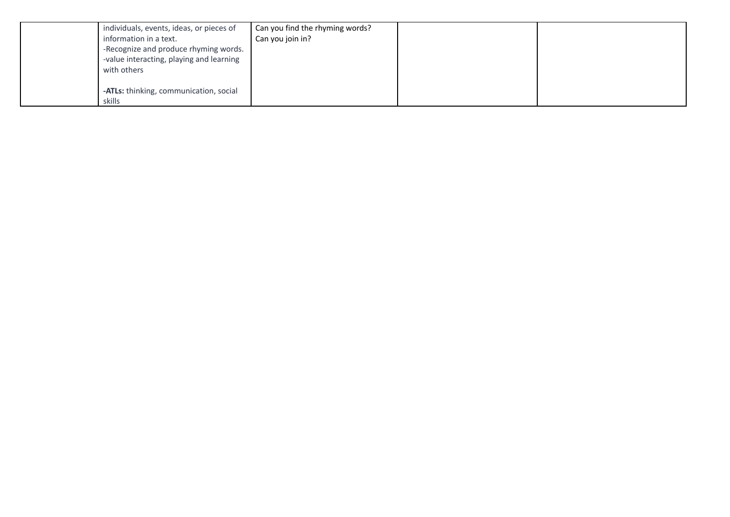| | | | | |
|---|---|---|---|---|
| | individuals, events, ideas, or pieces of information in a text.<br>-Recognize and produce rhyming words.<br>-value interacting, playing and learning with others<br><br>**-ATLs:** thinking, communication, social skills | Can you find the rhyming words?<br>Can you join in? | | |